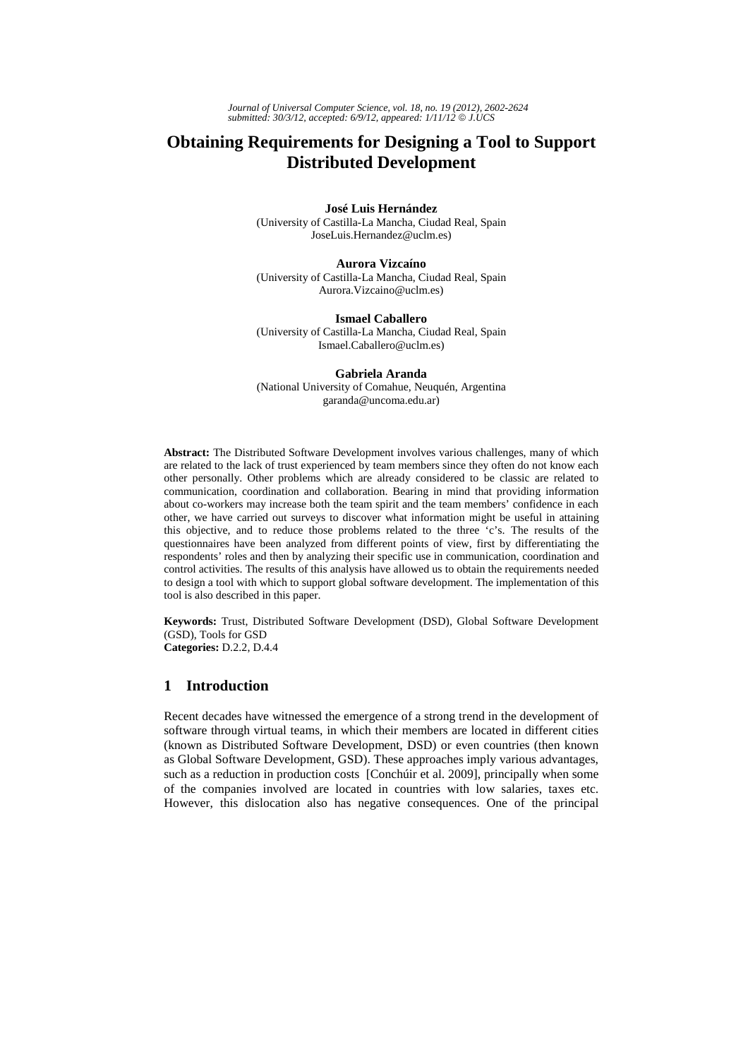# Obtaining Requirements for Designing a Tool to Support Distributed Development

**José Luis Hernández**
(University of Castilla-La Mancha, Ciudad Real, Spain
JoseLuis.Hernandez@uclm.es)

**Aurora Vizcaíno**
(University of Castilla-La Mancha, Ciudad Real, Spain
Aurora.Vizcaino@uclm.es)

**Ismael Caballero**
(University of Castilla-La Mancha, Ciudad Real, Spain
Ismael.Caballero@uclm.es)

**Gabriela Aranda**
(National University of Comahue, Neuquén, Argentina
garanda@uncoma.edu.ar)

**Abstract:** The Distributed Software Development involves various challenges, many of which are related to the lack of trust experienced by team members since they often do not know each other personally. Other problems which are already considered to be classic are related to communication, coordination and collaboration. Bearing in mind that providing information about co-workers may increase both the team spirit and the team members' confidence in each other, we have carried out surveys to discover what information might be useful in attaining this objective, and to reduce those problems related to the three 'c's. The results of the questionnaires have been analyzed from different points of view, first by differentiating the respondents' roles and then by analyzing their specific use in communication, coordination and control activities. The results of this analysis have allowed us to obtain the requirements needed to design a tool with which to support global software development. The implementation of this tool is also described in this paper.

**Keywords:** Trust, Distributed Software Development (DSD), Global Software Development (GSD), Tools for GSD
**Categories:** D.2.2, D.4.4

## 1 Introduction

Recent decades have witnessed the emergence of a strong trend in the development of software through virtual teams, in which their members are located in different cities (known as Distributed Software Development, DSD) or even countries (then known as Global Software Development, GSD). These approaches imply various advantages, such as a reduction in production costs [Conchúir et al. 2009], principally when some of the companies involved are located in countries with low salaries, taxes etc. However, this dislocation also has negative consequences. One of the principal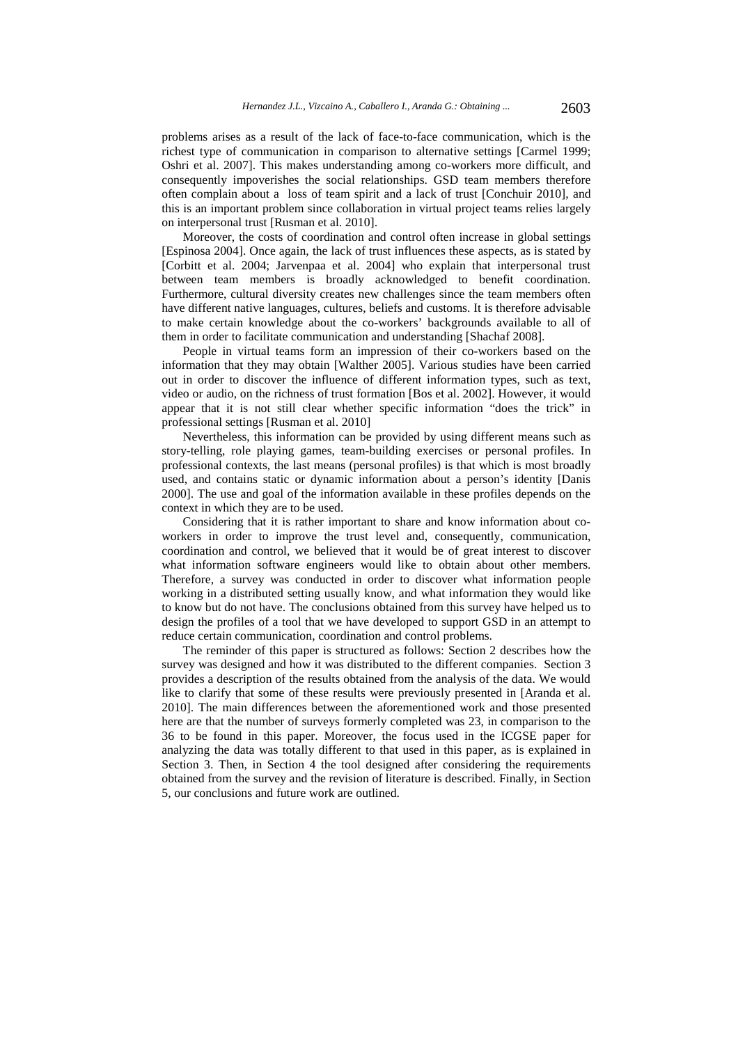problems arises as a result of the lack of face-to-face communication, which is the richest type of communication in comparison to alternative settings [Carmel 1999; Oshri et al. 2007]. This makes understanding among co-workers more difficult, and consequently impoverishes the social relationships. GSD team members therefore often complain about a loss of team spirit and a lack of trust [Conchuir 2010], and this is an important problem since collaboration in virtual project teams relies largely on interpersonal trust [Rusman et al. 2010].

Moreover, the costs of coordination and control often increase in global settings [Espinosa 2004]. Once again, the lack of trust influences these aspects, as is stated by [Corbitt et al. 2004; Jarvenpaa et al. 2004] who explain that interpersonal trust between team members is broadly acknowledged to benefit coordination. Furthermore, cultural diversity creates new challenges since the team members often have different native languages, cultures, beliefs and customs. It is therefore advisable to make certain knowledge about the co-workers' backgrounds available to all of them in order to facilitate communication and understanding [Shachaf 2008].

People in virtual teams form an impression of their co-workers based on the information that they may obtain [Walther 2005]. Various studies have been carried out in order to discover the influence of different information types, such as text, video or audio, on the richness of trust formation [Bos et al. 2002]. However, it would appear that it is not still clear whether specific information "does the trick" in professional settings [Rusman et al. 2010]

Nevertheless, this information can be provided by using different means such as story-telling, role playing games, team-building exercises or personal profiles. In professional contexts, the last means (personal profiles) is that which is most broadly used, and contains static or dynamic information about a person's identity [Danis 2000]. The use and goal of the information available in these profiles depends on the context in which they are to be used.

Considering that it is rather important to share and know information about co-workers in order to improve the trust level and, consequently, communication, coordination and control, we believed that it would be of great interest to discover what information software engineers would like to obtain about other members. Therefore, a survey was conducted in order to discover what information people working in a distributed setting usually know, and what information they would like to know but do not have. The conclusions obtained from this survey have helped us to design the profiles of a tool that we have developed to support GSD in an attempt to reduce certain communication, coordination and control problems.

The reminder of this paper is structured as follows: Section 2 describes how the survey was designed and how it was distributed to the different companies. Section 3 provides a description of the results obtained from the analysis of the data. We would like to clarify that some of these results were previously presented in [Aranda et al. 2010]. The main differences between the aforementioned work and those presented here are that the number of surveys formerly completed was 23, in comparison to the 36 to be found in this paper. Moreover, the focus used in the ICGSE paper for analyzing the data was totally different to that used in this paper, as is explained in Section 3. Then, in Section 4 the tool designed after considering the requirements obtained from the survey and the revision of literature is described. Finally, in Section 5, our conclusions and future work are outlined.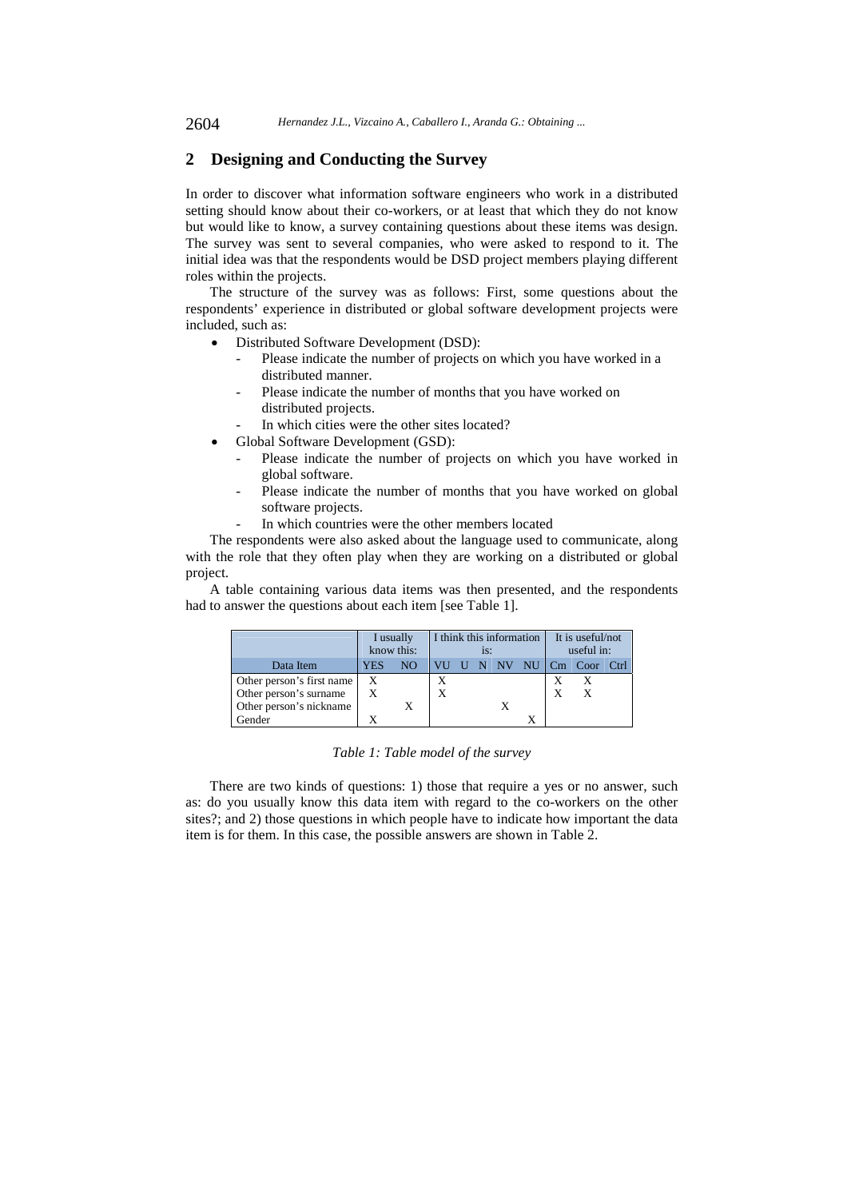## 2 Designing and Conducting the Survey

In order to discover what information software engineers who work in a distributed setting should know about their co-workers, or at least that which they do not know but would like to know, a survey containing questions about these items was design. The survey was sent to several companies, who were asked to respond to it. The initial idea was that the respondents would be DSD project members playing different roles within the projects.

The structure of the survey was as follows: First, some questions about the respondents' experience in distributed or global software development projects were included, such as:

- Distributed Software Development (DSD):
  - Please indicate the number of projects on which you have worked in a distributed manner.
  - Please indicate the number of months that you have worked on distributed projects.
  - In which cities were the other sites located?
- Global Software Development (GSD):
  - Please indicate the number of projects on which you have worked in global software.
  - Please indicate the number of months that you have worked on global software projects.
  - In which countries were the other members located

The respondents were also asked about the language used to communicate, along with the role that they often play when they are working on a distributed or global project.

A table containing various data items was then presented, and the respondents had to answer the questions about each item [see Table 1].

| | I usually know this: | | I think this information is: | | | | | It is useful/not useful in: | | |
|---|---|---|---|---|---|---|---|---|---|---|
| Data Item | YES | NO | VU | U | N | NV | NU | Cm | Coor | Ctrl |
| Other person's first name | X | | X | | | | | X | X | |
| Other person's surname | X | | X | | | | | X | X | |
| Other person's nickname | | X | | | | X | | | | |
| Gender | X | | | | | | X | | | |

*Table 1: Table model of the survey*

There are two kinds of questions: 1) those that require a yes or no answer, such as: do you usually know this data item with regard to the co-workers on the other sites?; and 2) those questions in which people have to indicate how important the data item is for them. In this case, the possible answers are shown in Table 2.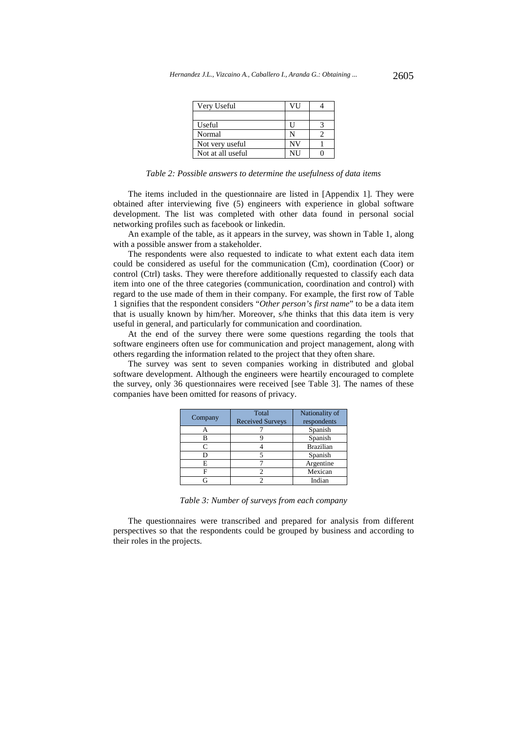| Very Useful | VU | 4 |
| --- | --- | --- |
| | | |
| Useful | U | 3 |
| Normal | N | 2 |
| Not very useful | NV | 1 |
| Not at all useful | NU | 0 |

*Table 2: Possible answers to determine the usefulness of data items*

The items included in the questionnaire are listed in [Appendix 1]. They were obtained after interviewing five (5) engineers with experience in global software development. The list was completed with other data found in personal social networking profiles such as facebook or linkedin.

An example of the table, as it appears in the survey, was shown in Table 1, along with a possible answer from a stakeholder.

The respondents were also requested to indicate to what extent each data item could be considered as useful for the communication (Cm), coordination (Coor) or control (Ctrl) tasks. They were therefore additionally requested to classify each data item into one of the three categories (communication, coordination and control) with regard to the use made of them in their company. For example, the first row of Table 1 signifies that the respondent considers "*Other person's first name*" to be a data item that is usually known by him/her. Moreover, s/he thinks that this data item is very useful in general, and particularly for communication and coordination.

At the end of the survey there were some questions regarding the tools that software engineers often use for communication and project management, along with others regarding the information related to the project that they often share.

The survey was sent to seven companies working in distributed and global software development. Although the engineers were heartily encouraged to complete the survey, only 36 questionnaires were received [see Table 3]. The names of these companies have been omitted for reasons of privacy.

| Company | Total Received Surveys | Nationality of respondents |
| --- | --- | --- |
| A | 7 | Spanish |
| B | 9 | Spanish |
| C | 4 | Brazilian |
| D | 5 | Spanish |
| E | 7 | Argentine |
| F | 2 | Mexican |
| G | 2 | Indian |

*Table 3: Number of surveys from each company*

The questionnaires were transcribed and prepared for analysis from different perspectives so that the respondents could be grouped by business and according to their roles in the projects.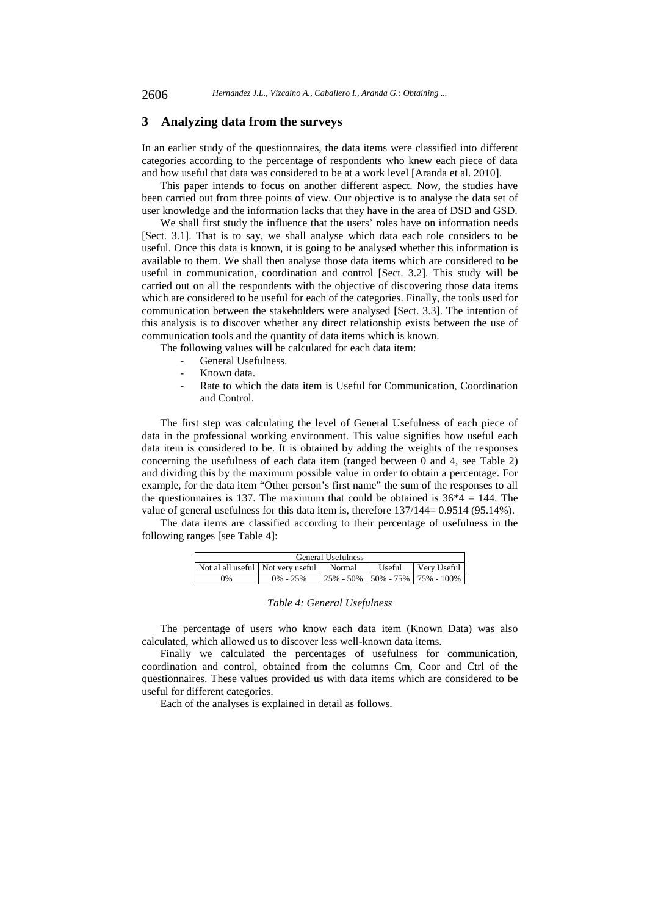## 3 Analyzing data from the surveys

In an earlier study of the questionnaires, the data items were classified into different categories according to the percentage of respondents who knew each piece of data and how useful that data was considered to be at a work level [Aranda et al. 2010].

This paper intends to focus on another different aspect. Now, the studies have been carried out from three points of view. Our objective is to analyse the data set of user knowledge and the information lacks that they have in the area of DSD and GSD.

We shall first study the influence that the users' roles have on information needs [Sect. 3.1]. That is to say, we shall analyse which data each role considers to be useful. Once this data is known, it is going to be analysed whether this information is available to them. We shall then analyse those data items which are considered to be useful in communication, coordination and control [Sect. 3.2]. This study will be carried out on all the respondents with the objective of discovering those data items which are considered to be useful for each of the categories. Finally, the tools used for communication between the stakeholders were analysed [Sect. 3.3]. The intention of this analysis is to discover whether any direct relationship exists between the use of communication tools and the quantity of data items which is known.

The following values will be calculated for each data item:

- General Usefulness.
- Known data.
- Rate to which the data item is Useful for Communication, Coordination and Control.

The first step was calculating the level of General Usefulness of each piece of data in the professional working environment. This value signifies how useful each data item is considered to be. It is obtained by adding the weights of the responses concerning the usefulness of each data item (ranged between 0 and 4, see Table 2) and dividing this by the maximum possible value in order to obtain a percentage. For example, for the data item "Other person's first name" the sum of the responses to all the questionnaires is 137. The maximum that could be obtained is $36*4 = 144$. The value of general usefulness for this data item is, therefore $137/144= 0.9514$ (95.14%).

The data items are classified according to their percentage of usefulness in the following ranges [see Table 4]:

| General Usefulness | | | | |
|---|---|---|---|---|
| Not al all useful | Not very useful | Normal | Useful | Very Useful |
| 0% | 0% - 25% | 25% - 50% | 50% - 75% | 75% - 100% |

*Table 4: General Usefulness*

The percentage of users who know each data item (Known Data) was also calculated, which allowed us to discover less well-known data items.

Finally we calculated the percentages of usefulness for communication, coordination and control, obtained from the columns Cm, Coor and Ctrl of the questionnaires. These values provided us with data items which are considered to be useful for different categories.

Each of the analyses is explained in detail as follows.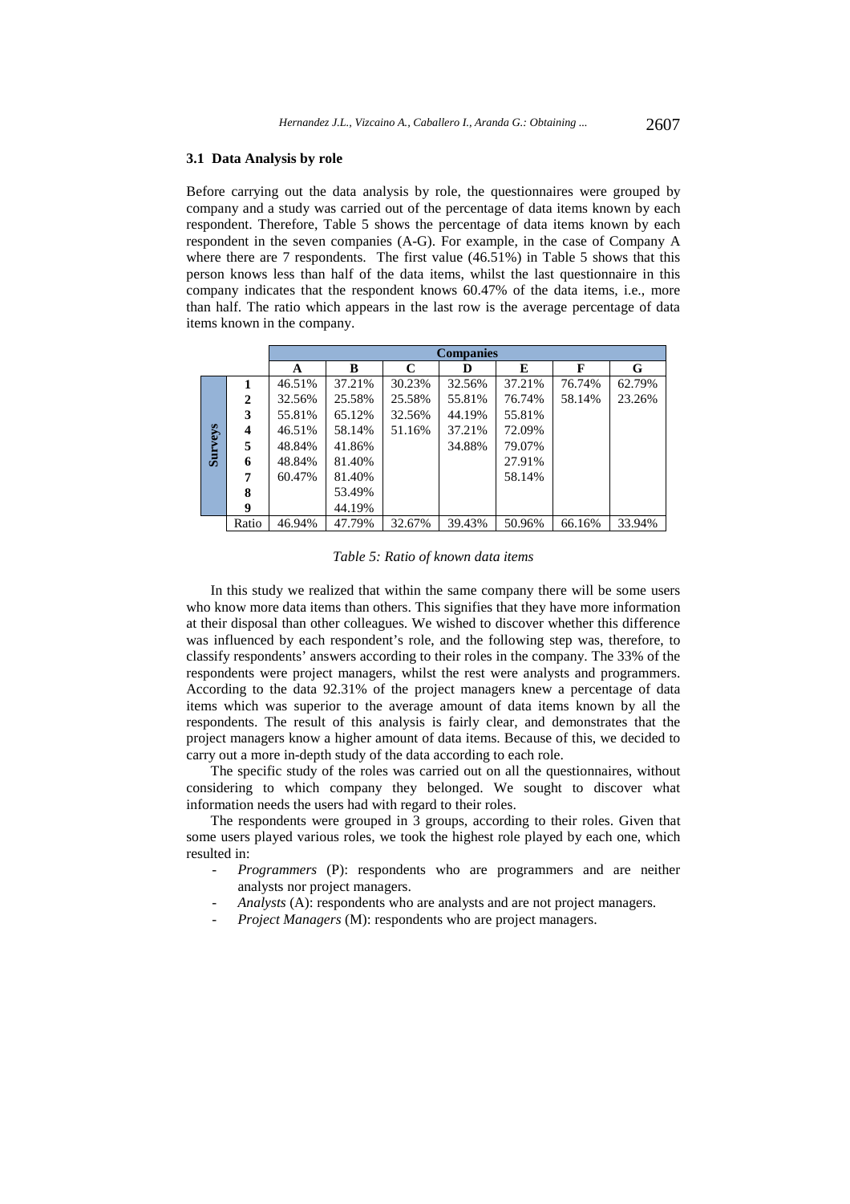### 3.1 Data Analysis by role

Before carrying out the data analysis by role, the questionnaires were grouped by company and a study was carried out of the percentage of data items known by each respondent. Therefore, Table 5 shows the percentage of data items known by each respondent in the seven companies (A-G). For example, in the case of Company A where there are 7 respondents. The first value (46.51%) in Table 5 shows that this person knows less than half of the data items, whilst the last questionnaire in this company indicates that the respondent knows 60.47% of the data items, i.e., more than half. The ratio which appears in the last row is the average percentage of data items known in the company.

| | | Companies | | | | | | |
|---|---|---|---|---|---|---|---|---|
| | | A | B | C | D | E | F | G |
| Surveys | 1 | 46.51% | 37.21% | 30.23% | 32.56% | 37.21% | 76.74% | 62.79% |
| | 2 | 32.56% | 25.58% | 25.58% | 55.81% | 76.74% | 58.14% | 23.26% |
| | 3 | 55.81% | 65.12% | 32.56% | 44.19% | 55.81% | | |
| | 4 | 46.51% | 58.14% | 51.16% | 37.21% | 72.09% | | |
| | 5 | 48.84% | 41.86% | | 34.88% | 79.07% | | |
| | 6 | 48.84% | 81.40% | | | 27.91% | | |
| | 7 | 60.47% | 81.40% | | | 58.14% | | |
| | 8 | | 53.49% | | | | | |
| | 9 | | 44.19% | | | | | |
| | Ratio | 46.94% | 47.79% | 32.67% | 39.43% | 50.96% | 66.16% | 33.94% |

*Table 5: Ratio of known data items*

In this study we realized that within the same company there will be some users who know more data items than others. This signifies that they have more information at their disposal than other colleagues. We wished to discover whether this difference was influenced by each respondent's role, and the following step was, therefore, to classify respondents' answers according to their roles in the company. The 33% of the respondents were project managers, whilst the rest were analysts and programmers. According to the data 92.31% of the project managers knew a percentage of data items which was superior to the average amount of data items known by all the respondents. The result of this analysis is fairly clear, and demonstrates that the project managers know a higher amount of data items. Because of this, we decided to carry out a more in-depth study of the data according to each role.

The specific study of the roles was carried out on all the questionnaires, without considering to which company they belonged. We sought to discover what information needs the users had with regard to their roles.

The respondents were grouped in 3 groups, according to their roles. Given that some users played various roles, we took the highest role played by each one, which resulted in:

- *Programmers* (P): respondents who are programmers and are neither analysts nor project managers.
- *Analysts* (A): respondents who are analysts and are not project managers.
- *Project Managers* (M): respondents who are project managers.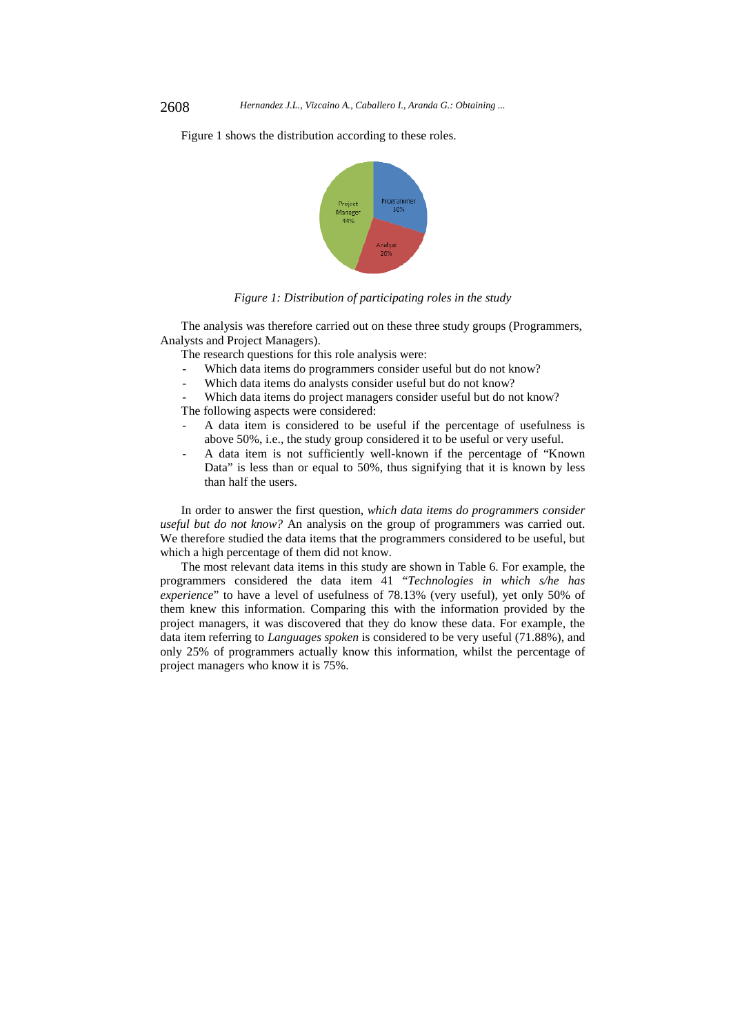Figure 1 shows the distribution according to these roles.

*Figure 1: Distribution of participating roles in the study*

The analysis was therefore carried out on these three study groups (Programmers, Analysts and Project Managers).

The research questions for this role analysis were:

- Which data items do programmers consider useful but do not know?
- Which data items do analysts consider useful but do not know?
- Which data items do project managers consider useful but do not know?

The following aspects were considered:

- A data item is considered to be useful if the percentage of usefulness is above 50%, i.e., the study group considered it to be useful or very useful.
- A data item is not sufficiently well-known if the percentage of "Known Data" is less than or equal to 50%, thus signifying that it is known by less than half the users.

In order to answer the first question, *which data items do programmers consider useful but do not know?* An analysis on the group of programmers was carried out. We therefore studied the data items that the programmers considered to be useful, but which a high percentage of them did not know.

The most relevant data items in this study are shown in Table 6. For example, the programmers considered the data item 41 "*Technologies in which s/he has experience*" to have a level of usefulness of 78.13% (very useful), yet only 50% of them knew this information. Comparing this with the information provided by the project managers, it was discovered that they do know these data. For example, the data item referring to *Languages spoken* is considered to be very useful (71.88%), and only 25% of programmers actually know this information, whilst the percentage of project managers who know it is 75%.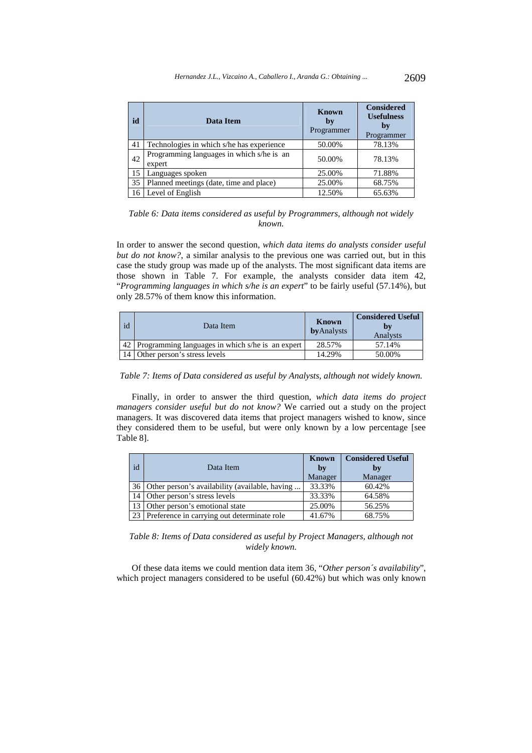| id | Data Item | Known by Programmer | Considered Usefulness by Programmer |
|---|---|---|---|
| 41 | Technologies in which s/he has experience | 50.00% | 78.13% |
| 42 | Programming languages in which s/he is an expert | 50.00% | 78.13% |
| 15 | Languages spoken | 25.00% | 71.88% |
| 35 | Planned meetings (date, time and place) | 25.00% | 68.75% |
| 16 | Level of English | 12.50% | 65.63% |

*Table 6: Data items considered as useful by Programmers, although not widely known.*

In order to answer the second question, *which data items do analysts consider useful but do not know?*, a similar analysis to the previous one was carried out, but in this case the study group was made up of the analysts. The most significant data items are those shown in Table 7. For example, the analysts consider data item 42, "*Programming languages in which s/he is an expert*" to be fairly useful (57.14%), but only 28.57% of them know this information.

| id | Data Item | Known byAnalysts | Considered Useful by Analysts |
|---|---|---|---|
| 42 | Programming languages in which s/he is an expert | 28.57% | 57.14% |
| 14 | Other person's stress levels | 14.29% | 50.00% |

*Table 7: Items of Data considered as useful by Analysts, although not widely known.*

Finally, in order to answer the third question, *which data items do project managers consider useful but do not know?* We carried out a study on the project managers. It was discovered data items that project managers wished to know, since they considered them to be useful, but were only known by a low percentage [see Table 8].

| id | Data Item | Known by Manager | Considered Useful by Manager |
|---|---|---|---|
| 36 | Other person's availability (available, having ... | 33.33% | 60.42% |
| 14 | Other person's stress levels | 33.33% | 64.58% |
| 13 | Other person's emotional state | 25.00% | 56.25% |
| 23 | Preference in carrying out determinate role | 41.67% | 68.75% |

*Table 8: Items of Data considered as useful by Project Managers, although not widely known.*

Of these data items we could mention data item 36, "*Other person´s availability*", which project managers considered to be useful (60.42%) but which was only known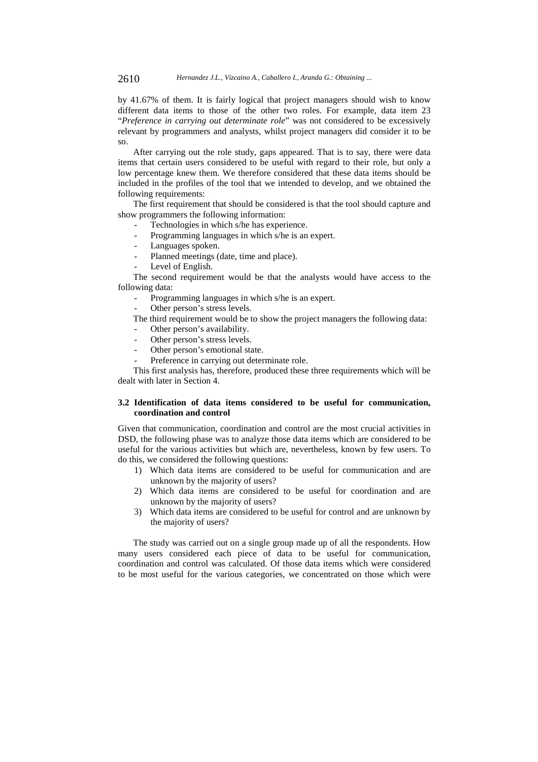by 41.67% of them. It is fairly logical that project managers should wish to know different data items to those of the other two roles. For example, data item 23 "*Preference in carrying out determinate role*" was not considered to be excessively relevant by programmers and analysts, whilst project managers did consider it to be so.

After carrying out the role study, gaps appeared. That is to say, there were data items that certain users considered to be useful with regard to their role, but only a low percentage knew them. We therefore considered that these data items should be included in the profiles of the tool that we intended to develop, and we obtained the following requirements:

The first requirement that should be considered is that the tool should capture and show programmers the following information:

- Technologies in which s/he has experience.
- Programming languages in which s/he is an expert.
- Languages spoken.
- Planned meetings (date, time and place).
- Level of English.

The second requirement would be that the analysts would have access to the following data:

- Programming languages in which s/he is an expert.
- Other person's stress levels.

The third requirement would be to show the project managers the following data:

- Other person's availability.
- Other person's stress levels.
- Other person's emotional state.
- Preference in carrying out determinate role.

This first analysis has, therefore, produced these three requirements which will be dealt with later in Section 4.

### 3.2 Identification of data items considered to be useful for communication, coordination and control

Given that communication, coordination and control are the most crucial activities in DSD, the following phase was to analyze those data items which are considered to be useful for the various activities but which are, nevertheless, known by few users. To do this, we considered the following questions:

1) Which data items are considered to be useful for communication and are unknown by the majority of users?
2) Which data items are considered to be useful for coordination and are unknown by the majority of users?
3) Which data items are considered to be useful for control and are unknown by the majority of users?

The study was carried out on a single group made up of all the respondents. How many users considered each piece of data to be useful for communication, coordination and control was calculated. Of those data items which were considered to be most useful for the various categories, we concentrated on those which were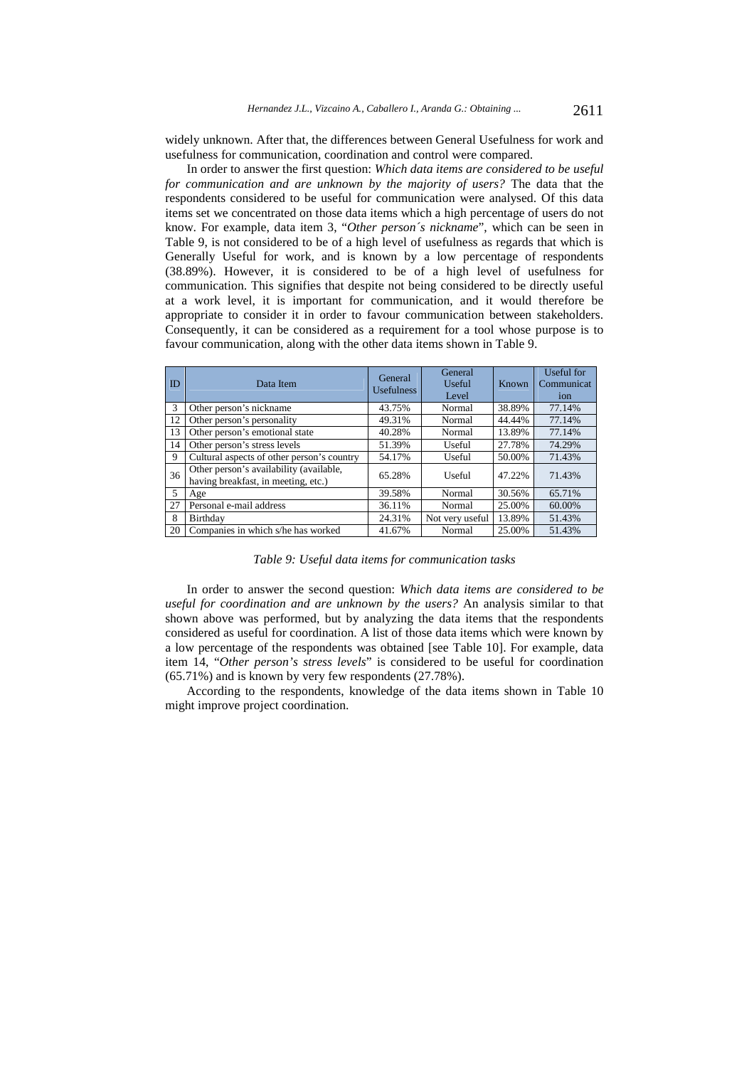widely unknown. After that, the differences between General Usefulness for work and usefulness for communication, coordination and control were compared.

In order to answer the first question: *Which data items are considered to be useful for communication and are unknown by the majority of users?* The data that the respondents considered to be useful for communication were analysed. Of this data items set we concentrated on those data items which a high percentage of users do not know. For example, data item 3, "*Other person´s nickname*", which can be seen in Table 9, is not considered to be of a high level of usefulness as regards that which is Generally Useful for work, and is known by a low percentage of respondents (38.89%). However, it is considered to be of a high level of usefulness for communication. This signifies that despite not being considered to be directly useful at a work level, it is important for communication, and it would therefore be appropriate to consider it in order to favour communication between stakeholders. Consequently, it can be considered as a requirement for a tool whose purpose is to favour communication, along with the other data items shown in Table 9.

| ID | Data Item | General Usefulness | General Useful Level | Known | Useful for Communication |
|---|---|---|---|---|---|
| 3 | Other person's nickname | 43.75% | Normal | 38.89% | 77.14% |
| 12 | Other person's personality | 49.31% | Normal | 44.44% | 77.14% |
| 13 | Other person's emotional state | 40.28% | Normal | 13.89% | 77.14% |
| 14 | Other person's stress levels | 51.39% | Useful | 27.78% | 74.29% |
| 9 | Cultural aspects of other person's country | 54.17% | Useful | 50.00% | 71.43% |
| 36 | Other person's availability (available, having breakfast, in meeting, etc.) | 65.28% | Useful | 47.22% | 71.43% |
| 5 | Age | 39.58% | Normal | 30.56% | 65.71% |
| 27 | Personal e-mail address | 36.11% | Normal | 25.00% | 60.00% |
| 8 | Birthday | 24.31% | Not very useful | 13.89% | 51.43% |
| 20 | Companies in which s/he has worked | 41.67% | Normal | 25.00% | 51.43% |

*Table 9: Useful data items for communication tasks*

In order to answer the second question: *Which data items are considered to be useful for coordination and are unknown by the users?* An analysis similar to that shown above was performed, but by analyzing the data items that the respondents considered as useful for coordination. A list of those data items which were known by a low percentage of the respondents was obtained [see Table 10]. For example, data item 14, "*Other person's stress levels*" is considered to be useful for coordination (65.71%) and is known by very few respondents (27.78%).

According to the respondents, knowledge of the data items shown in Table 10 might improve project coordination.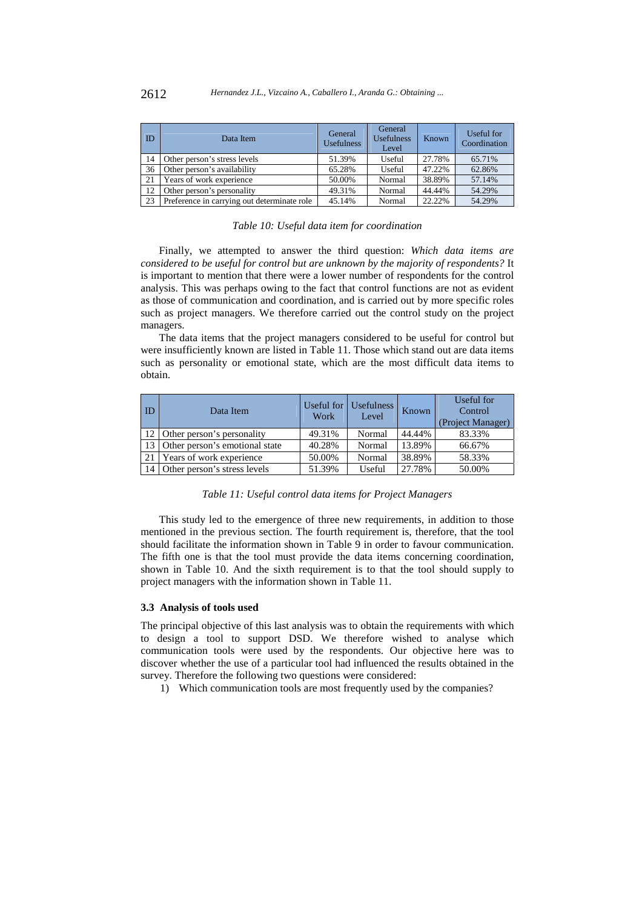| ID | Data Item | General Usefulness | General Usefulness Level | Known | Useful for Coordination |
|---|---|---|---|---|---|
| 14 | Other person's stress levels | 51.39% | Useful | 27.78% | 65.71% |
| 36 | Other person's availability | 65.28% | Useful | 47.22% | 62.86% |
| 21 | Years of work experience | 50.00% | Normal | 38.89% | 57.14% |
| 12 | Other person's personality | 49.31% | Normal | 44.44% | 54.29% |
| 23 | Preference in carrying out determinate role | 45.14% | Normal | 22.22% | 54.29% |

*Table 10: Useful data item for coordination*

Finally, we attempted to answer the third question: *Which data items are considered to be useful for control but are unknown by the majority of respondents?* It is important to mention that there were a lower number of respondents for the control analysis. This was perhaps owing to the fact that control functions are not as evident as those of communication and coordination, and is carried out by more specific roles such as project managers. We therefore carried out the control study on the project managers.

The data items that the project managers considered to be useful for control but were insufficiently known are listed in Table 11. Those which stand out are data items such as personality or emotional state, which are the most difficult data items to obtain.

| ID | Data Item | Useful for Work | Usefulness Level | Known | Useful for Control (Project Manager) |
|---|---|---|---|---|---|
| 12 | Other person's personality | 49.31% | Normal | 44.44% | 83.33% |
| 13 | Other person's emotional state | 40.28% | Normal | 13.89% | 66.67% |
| 21 | Years of work experience | 50.00% | Normal | 38.89% | 58.33% |
| 14 | Other person's stress levels | 51.39% | Useful | 27.78% | 50.00% |

*Table 11: Useful control data items for Project Managers*

This study led to the emergence of three new requirements, in addition to those mentioned in the previous section. The fourth requirement is, therefore, that the tool should facilitate the information shown in Table 9 in order to favour communication. The fifth one is that the tool must provide the data items concerning coordination, shown in Table 10. And the sixth requirement is to that the tool should supply to project managers with the information shown in Table 11.

### 3.3 Analysis of tools used

The principal objective of this last analysis was to obtain the requirements with which to design a tool to support DSD. We therefore wished to analyse which communication tools were used by the respondents. Our objective here was to discover whether the use of a particular tool had influenced the results obtained in the survey. Therefore the following two questions were considered:

1) Which communication tools are most frequently used by the companies?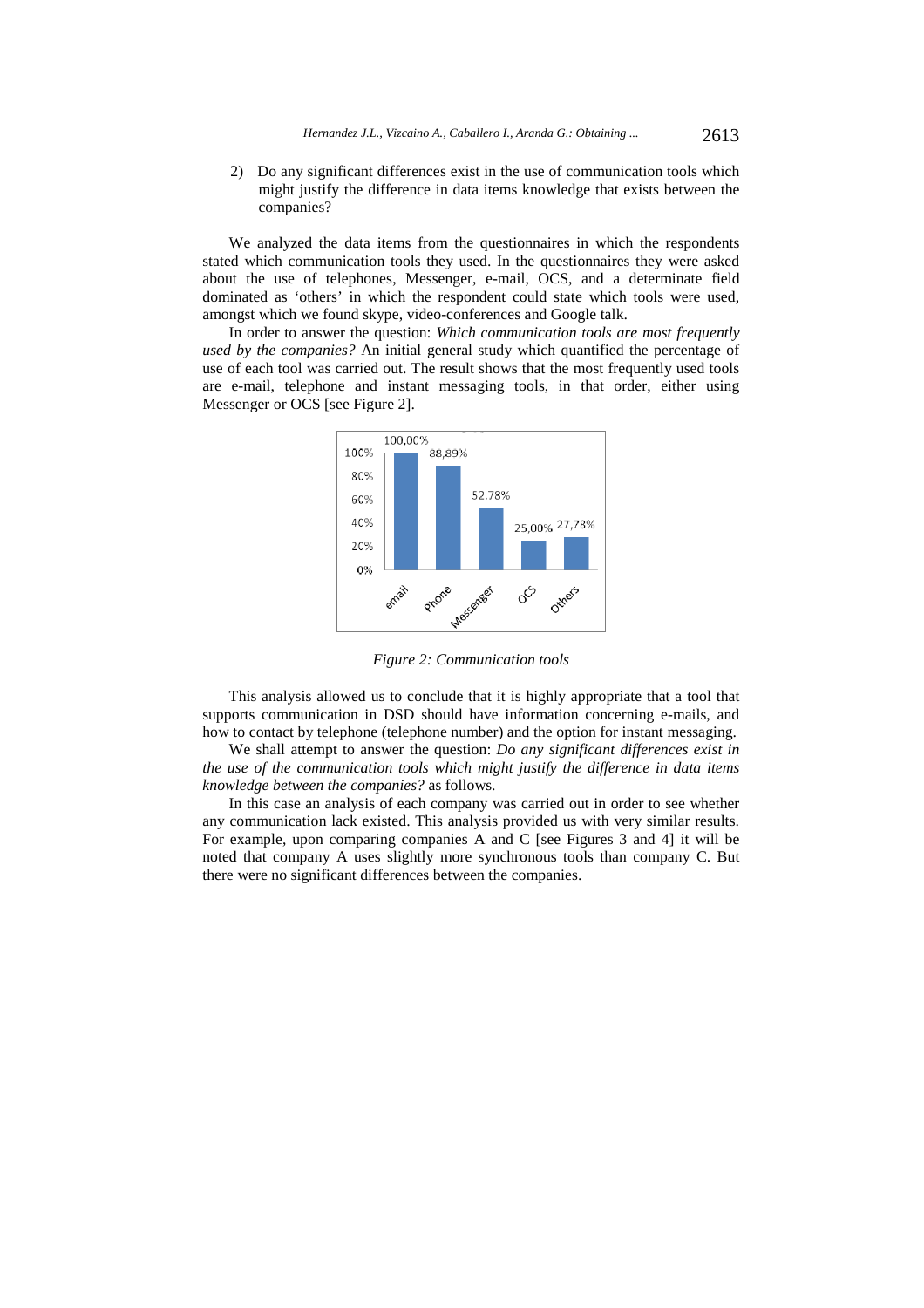2) Do any significant differences exist in the use of communication tools which might justify the difference in data items knowledge that exists between the companies?

We analyzed the data items from the questionnaires in which the respondents stated which communication tools they used. In the questionnaires they were asked about the use of telephones, Messenger, e-mail, OCS, and a determinate field dominated as 'others' in which the respondent could state which tools were used, amongst which we found skype, video-conferences and Google talk.

In order to answer the question: *Which communication tools are most frequently used by the companies?* An initial general study which quantified the percentage of use of each tool was carried out. The result shows that the most frequently used tools are e-mail, telephone and instant messaging tools, in that order, either using Messenger or OCS [see Figure 2].

| | email | Phone | Messenger | OCS | Others |
|---|---|---|---|---|---|
| % | 100,00% | 88,89% | 52,78% | 25,00% | 27,78% |

*Figure 2: Communication tools*

This analysis allowed us to conclude that it is highly appropriate that a tool that supports communication in DSD should have information concerning e-mails, and how to contact by telephone (telephone number) and the option for instant messaging.

We shall attempt to answer the question: *Do any significant differences exist in the use of the communication tools which might justify the difference in data items knowledge between the companies?* as follows.

In this case an analysis of each company was carried out in order to see whether any communication lack existed. This analysis provided us with very similar results. For example, upon comparing companies A and C [see Figures 3 and 4] it will be noted that company A uses slightly more synchronous tools than company C. But there were no significant differences between the companies.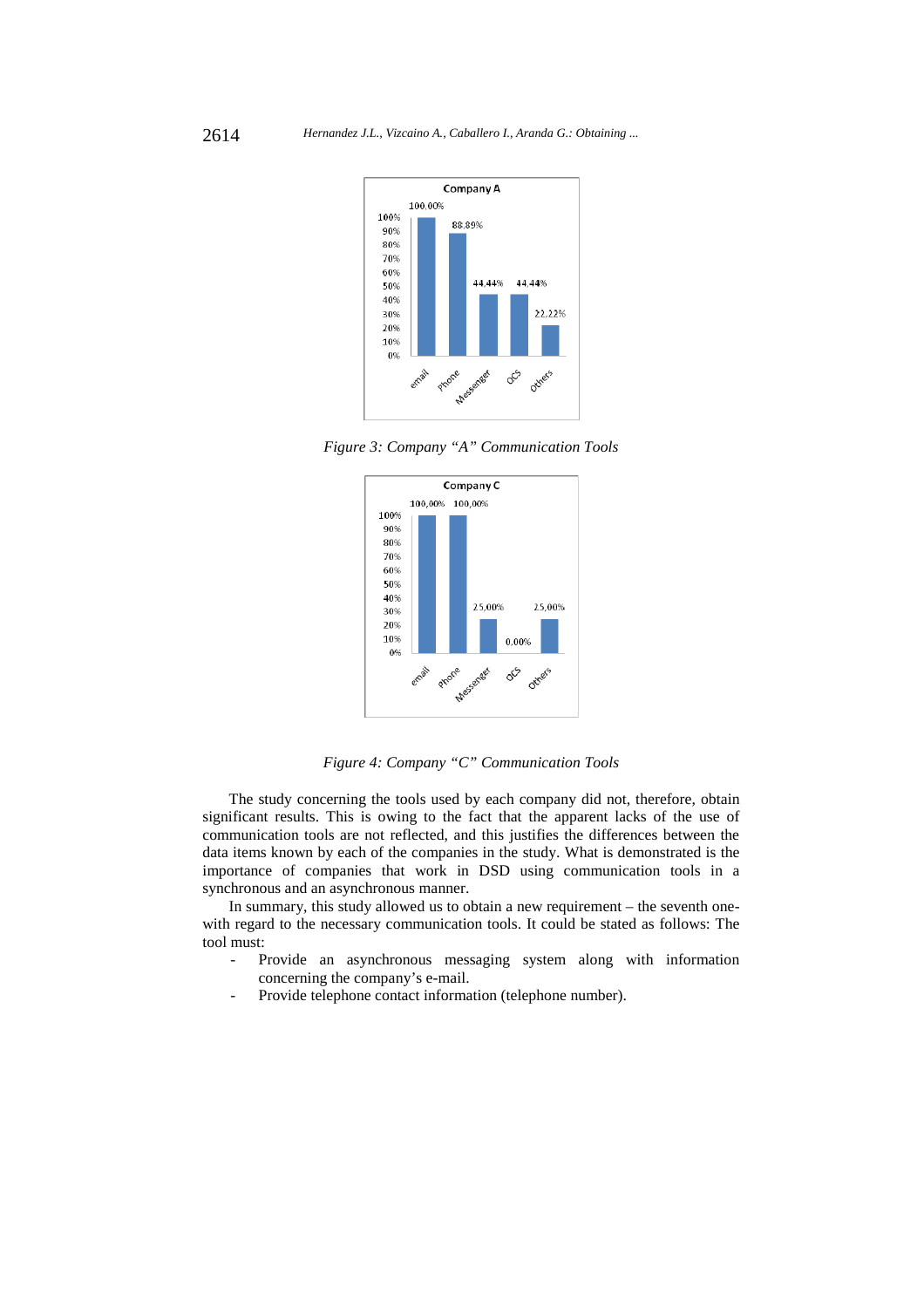*Figure 3: Company "A" Communication Tools*

*Figure 4: Company "C" Communication Tools*

The study concerning the tools used by each company did not, therefore, obtain significant results. This is owing to the fact that the apparent lacks of the use of communication tools are not reflected, and this justifies the differences between the data items known by each of the companies in the study. What is demonstrated is the importance of companies that work in DSD using communication tools in a synchronous and an asynchronous manner.

In summary, this study allowed us to obtain a new requirement – the seventh one- with regard to the necessary communication tools. It could be stated as follows: The tool must:

- Provide an asynchronous messaging system along with information concerning the company's e-mail.
- Provide telephone contact information (telephone number).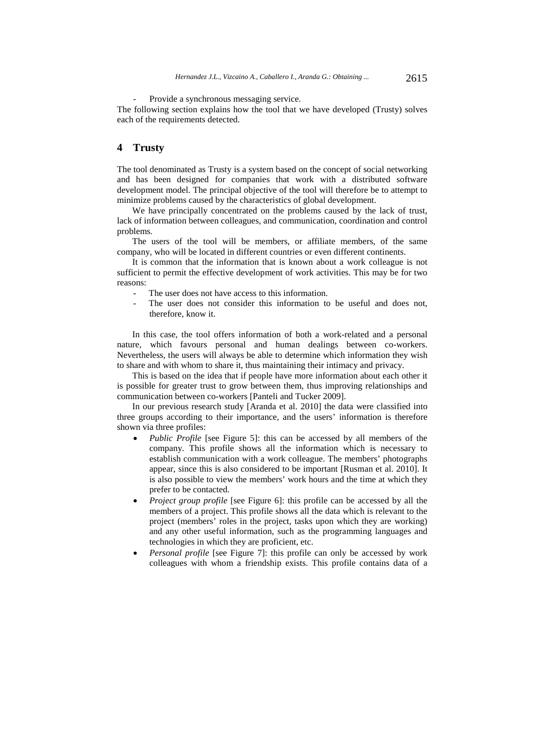- Provide a synchronous messaging service.

The following section explains how the tool that we have developed (Trusty) solves each of the requirements detected.

## 4 Trusty

The tool denominated as Trusty is a system based on the concept of social networking and has been designed for companies that work with a distributed software development model. The principal objective of the tool will therefore be to attempt to minimize problems caused by the characteristics of global development.

We have principally concentrated on the problems caused by the lack of trust, lack of information between colleagues, and communication, coordination and control problems.

The users of the tool will be members, or affiliate members, of the same company, who will be located in different countries or even different continents.

It is common that the information that is known about a work colleague is not sufficient to permit the effective development of work activities. This may be for two reasons:

- The user does not have access to this information.
- The user does not consider this information to be useful and does not, therefore, know it.

In this case, the tool offers information of both a work-related and a personal nature, which favours personal and human dealings between co-workers. Nevertheless, the users will always be able to determine which information they wish to share and with whom to share it, thus maintaining their intimacy and privacy.

This is based on the idea that if people have more information about each other it is possible for greater trust to grow between them, thus improving relationships and communication between co-workers [Panteli and Tucker 2009].

In our previous research study [Aranda et al. 2010] the data were classified into three groups according to their importance, and the users' information is therefore shown via three profiles:

- *Public Profile* [see Figure 5]: this can be accessed by all members of the company. This profile shows all the information which is necessary to establish communication with a work colleague. The members' photographs appear, since this is also considered to be important [Rusman et al. 2010]. It is also possible to view the members' work hours and the time at which they prefer to be contacted.
- *Project group profile* [see Figure 6]: this profile can be accessed by all the members of a project. This profile shows all the data which is relevant to the project (members' roles in the project, tasks upon which they are working) and any other useful information, such as the programming languages and technologies in which they are proficient, etc.
- *Personal profile* [see Figure 7]: this profile can only be accessed by work colleagues with whom a friendship exists. This profile contains data of a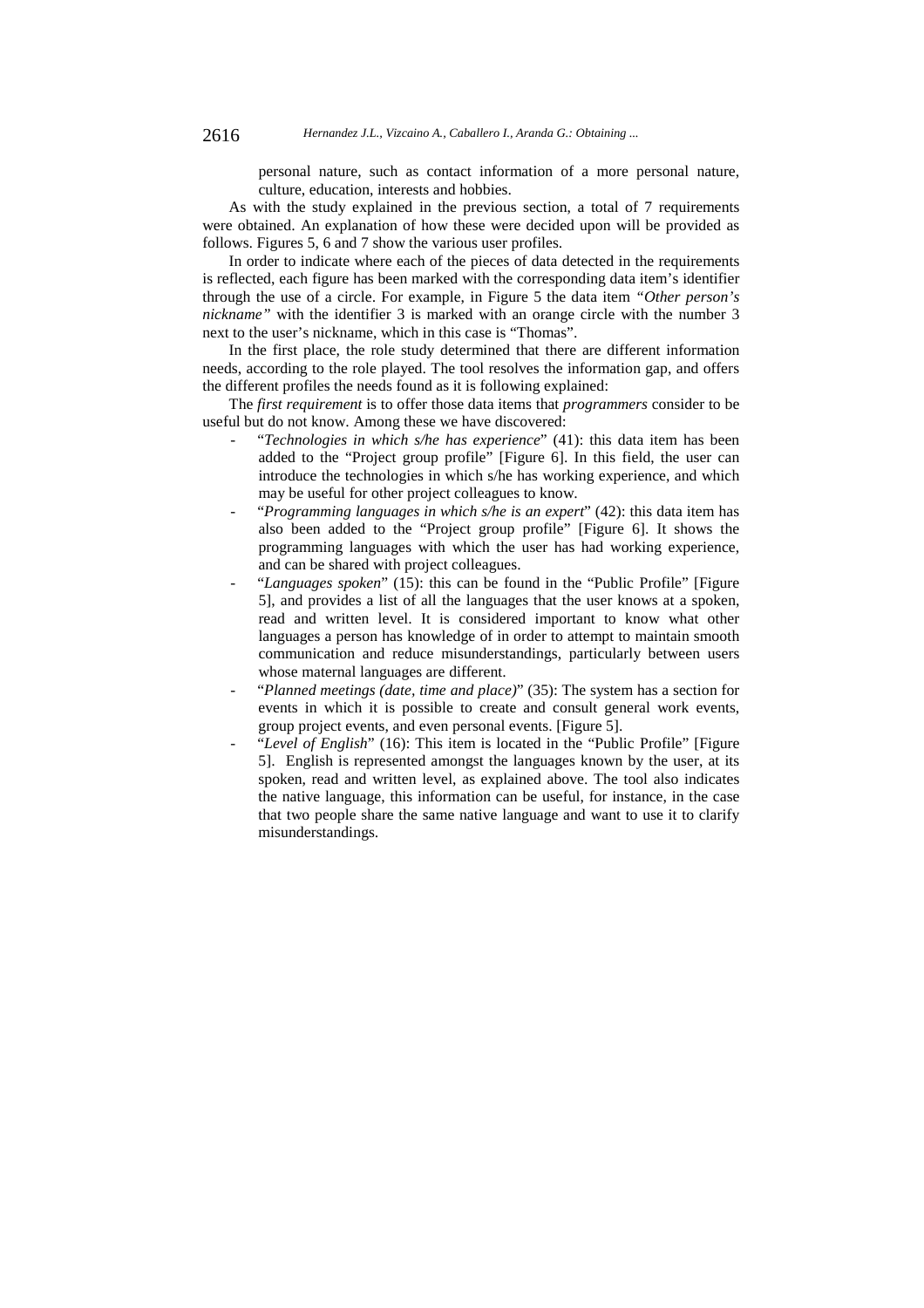personal nature, such as contact information of a more personal nature, culture, education, interests and hobbies.

As with the study explained in the previous section, a total of 7 requirements were obtained. An explanation of how these were decided upon will be provided as follows. Figures 5, 6 and 7 show the various user profiles.

In order to indicate where each of the pieces of data detected in the requirements is reflected, each figure has been marked with the corresponding data item's identifier through the use of a circle. For example, in Figure 5 the data item *"Other person's nickname"* with the identifier 3 is marked with an orange circle with the number 3 next to the user's nickname, which in this case is "Thomas".

In the first place, the role study determined that there are different information needs, according to the role played. The tool resolves the information gap, and offers the different profiles the needs found as it is following explained:

The *first requirement* is to offer those data items that *programmers* consider to be useful but do not know. Among these we have discovered:

- "*Technologies in which s/he has experience*" (41): this data item has been added to the "Project group profile" [Figure 6]. In this field, the user can introduce the technologies in which s/he has working experience, and which may be useful for other project colleagues to know.
- "*Programming languages in which s/he is an expert*" (42): this data item has also been added to the "Project group profile" [Figure 6]. It shows the programming languages with which the user has had working experience, and can be shared with project colleagues.
- "*Languages spoken*" (15): this can be found in the "Public Profile" [Figure 5], and provides a list of all the languages that the user knows at a spoken, read and written level. It is considered important to know what other languages a person has knowledge of in order to attempt to maintain smooth communication and reduce misunderstandings, particularly between users whose maternal languages are different.
- "*Planned meetings (date, time and place)*" (35): The system has a section for events in which it is possible to create and consult general work events, group project events, and even personal events. [Figure 5].
- "*Level of English*" (16): This item is located in the "Public Profile" [Figure 5]. English is represented amongst the languages known by the user, at its spoken, read and written level, as explained above. The tool also indicates the native language, this information can be useful, for instance, in the case that two people share the same native language and want to use it to clarify misunderstandings.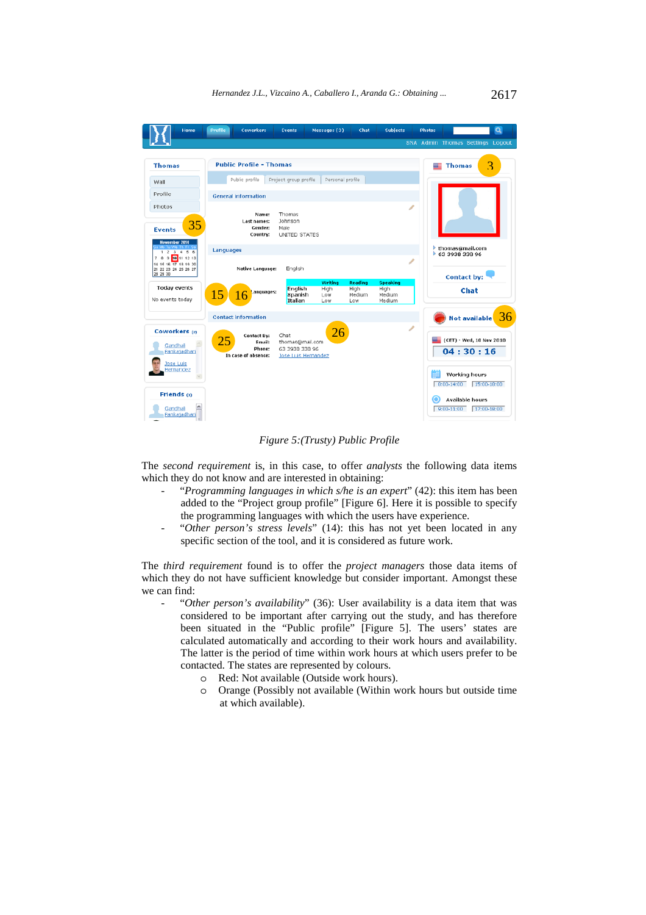Figure 5:(Trusty) Public Profile

The *second requirement* is, in this case, to offer *analysts* the following data items which they do not know and are interested in obtaining:

- "*Programming languages in which s/he is an expert*" (42): this item has been added to the "Project group profile" [Figure 6]. Here it is possible to specify the programming languages with which the users have experience.
- "*Other person's stress levels*" (14): this has not yet been located in any specific section of the tool, and it is considered as future work.

The *third requirement* found is to offer the *project managers* those data items of which they do not have sufficient knowledge but consider important. Amongst these we can find:

- "*Other person's availability*" (36): User availability is a data item that was considered to be important after carrying out the study, and has therefore been situated in the "Public profile" [Figure 5]. The users' states are calculated automatically and according to their work hours and availability. The latter is the period of time within work hours at which users prefer to be contacted. The states are represented by colours.
  - Red: Not available (Outside work hours).
  - Orange (Possibly not available (Within work hours but outside time at which available).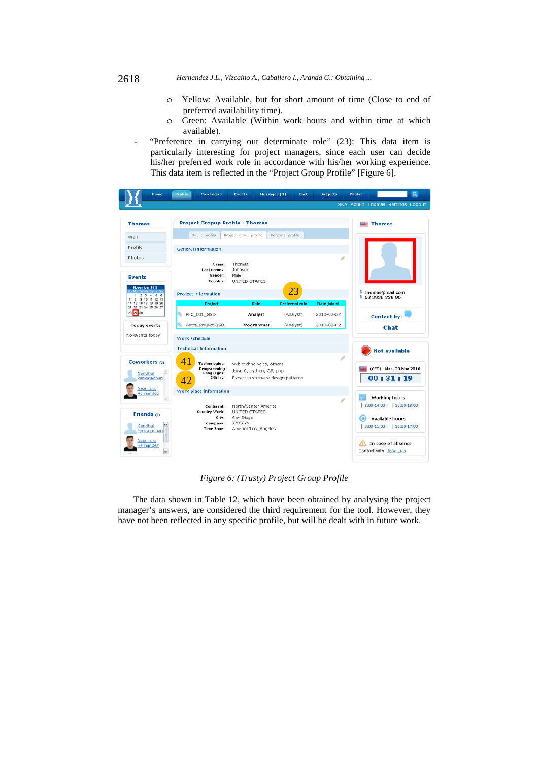- Yellow: Available, but for short amount of time (Close to end of preferred availability time).
- Green: Available (Within work hours and within time at which available).

- "Preference in carrying out determinate role" (23): This data item is particularly interesting for project managers, since each user can decide his/her preferred work role in accordance with his/her working experience. This data item is reflected in the "Project Group Profile" [Figure 6].

*Figure 6: (Trusty) Project Group Profile*

The data shown in Table 12, which have been obtained by analysing the project manager's answers, are considered the third requirement for the tool. However, they have not been reflected in any specific profile, but will be dealt with in future work.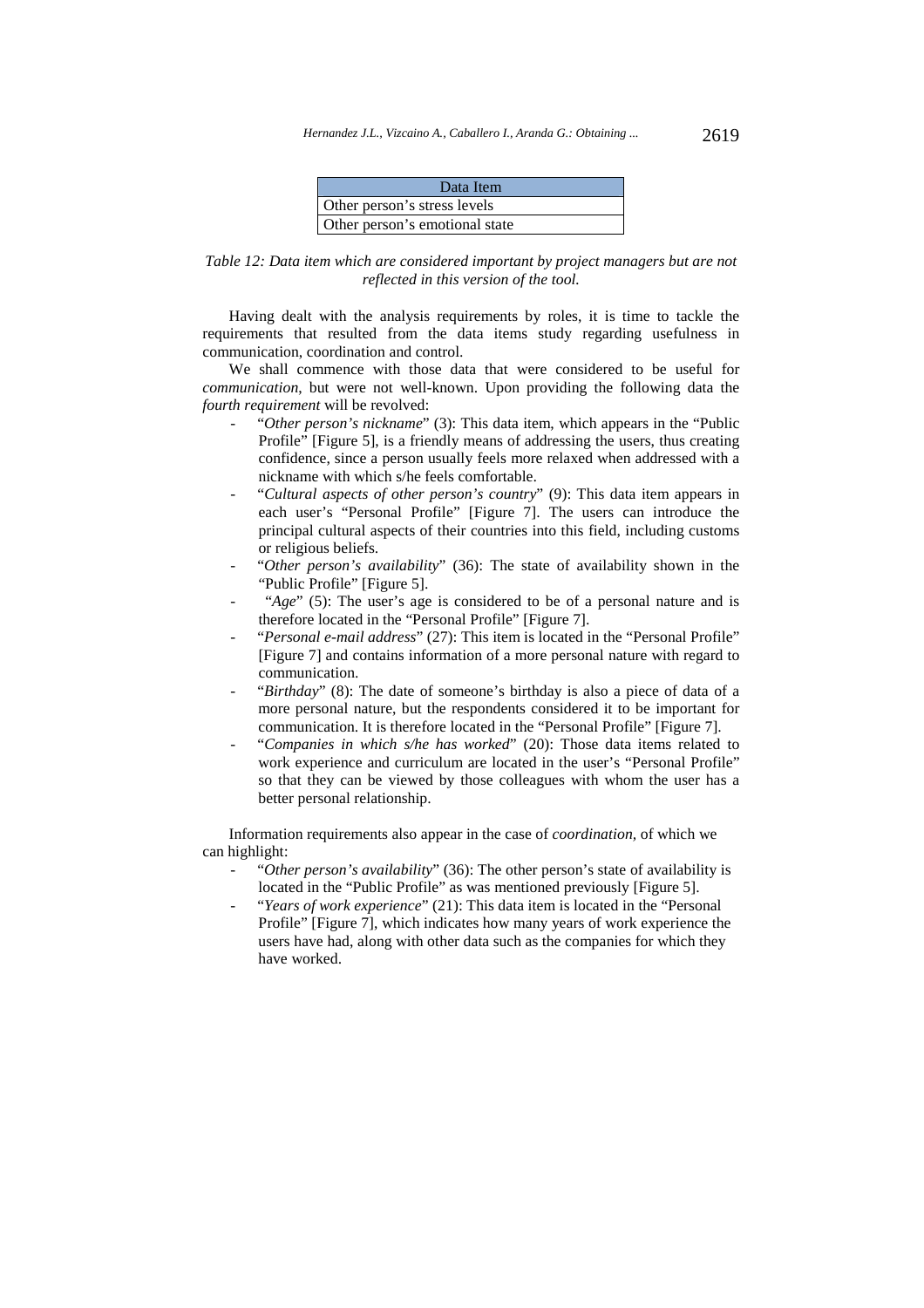| Data Item |
| --- |
| Other person's stress levels |
| Other person's emotional state |

*Table 12: Data item which are considered important by project managers but are not reflected in this version of the tool.*

Having dealt with the analysis requirements by roles, it is time to tackle the requirements that resulted from the data items study regarding usefulness in communication, coordination and control.

We shall commence with those data that were considered to be useful for *communication*, but were not well-known. Upon providing the following data the *fourth requirement* will be revolved:

- "*Other person's nickname*" (3): This data item, which appears in the "Public Profile" [Figure 5], is a friendly means of addressing the users, thus creating confidence, since a person usually feels more relaxed when addressed with a nickname with which s/he feels comfortable.
- "*Cultural aspects of other person's country*" (9): This data item appears in each user's "Personal Profile" [Figure 7]. The users can introduce the principal cultural aspects of their countries into this field, including customs or religious beliefs.
- "*Other person's availability*" (36): The state of availability shown in the "Public Profile" [Figure 5].
- "*Age*" (5): The user's age is considered to be of a personal nature and is therefore located in the "Personal Profile" [Figure 7].
- "*Personal e-mail address*" (27): This item is located in the "Personal Profile" [Figure 7] and contains information of a more personal nature with regard to communication.
- "*Birthday*" (8): The date of someone's birthday is also a piece of data of a more personal nature, but the respondents considered it to be important for communication. It is therefore located in the "Personal Profile" [Figure 7].
- "*Companies in which s/he has worked*" (20): Those data items related to work experience and curriculum are located in the user's "Personal Profile" so that they can be viewed by those colleagues with whom the user has a better personal relationship.

Information requirements also appear in the case of *coordination*, of which we can highlight:

- "*Other person's availability*" (36): The other person's state of availability is located in the "Public Profile" as was mentioned previously [Figure 5].
- "*Years of work experience*" (21): This data item is located in the "Personal Profile" [Figure 7], which indicates how many years of work experience the users have had, along with other data such as the companies for which they have worked.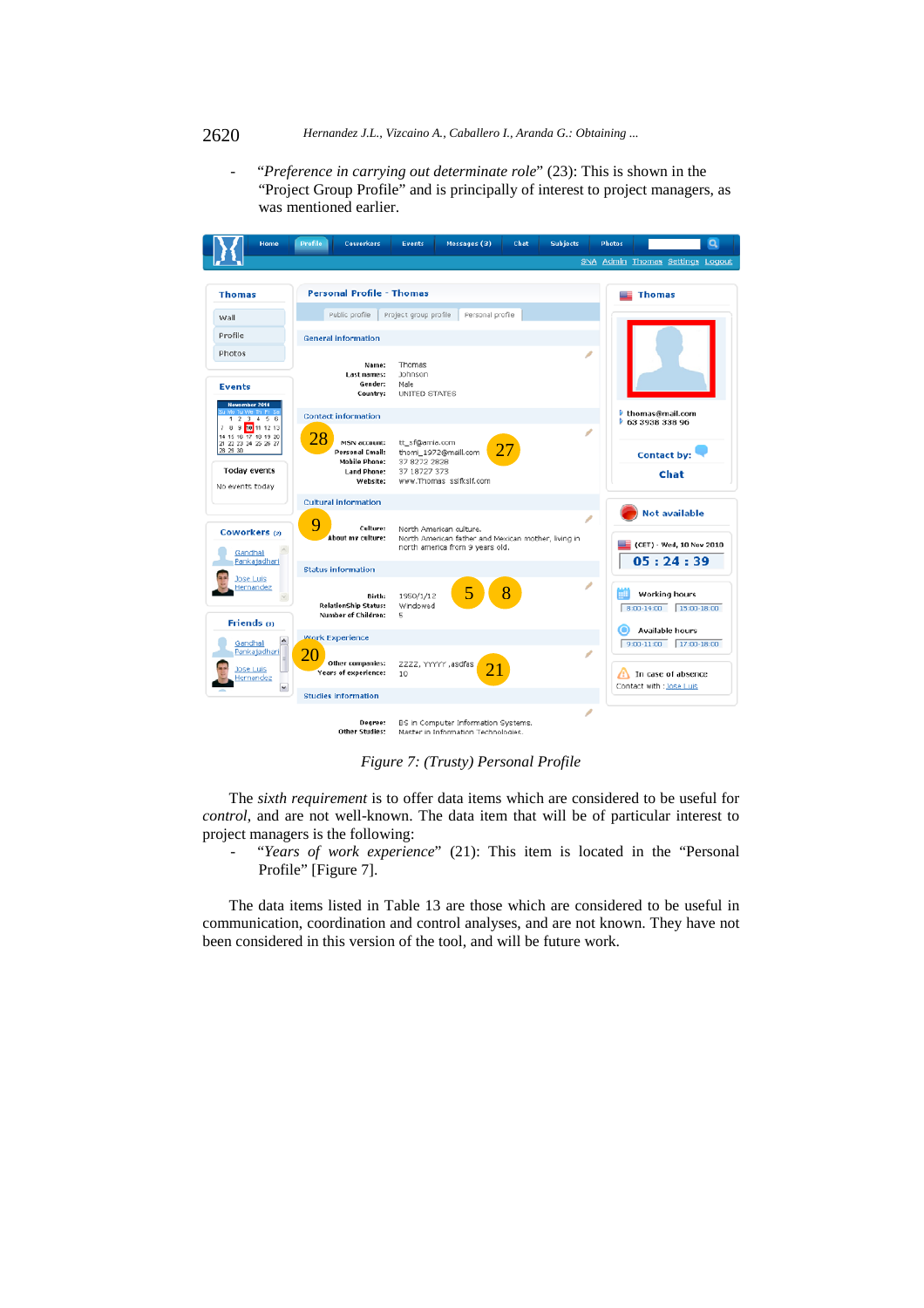- "*Preference in carrying out determinate role*" (23): This is shown in the "Project Group Profile" and is principally of interest to project managers, as was mentioned earlier.

*Figure 7: (Trusty) Personal Profile*

The *sixth requirement* is to offer data items which are considered to be useful for *control*, and are not well-known. The data item that will be of particular interest to project managers is the following:

- "*Years of work experience*" (21): This item is located in the "Personal Profile" [Figure 7].

The data items listed in Table 13 are those which are considered to be useful in communication, coordination and control analyses, and are not known. They have not been considered in this version of the tool, and will be future work.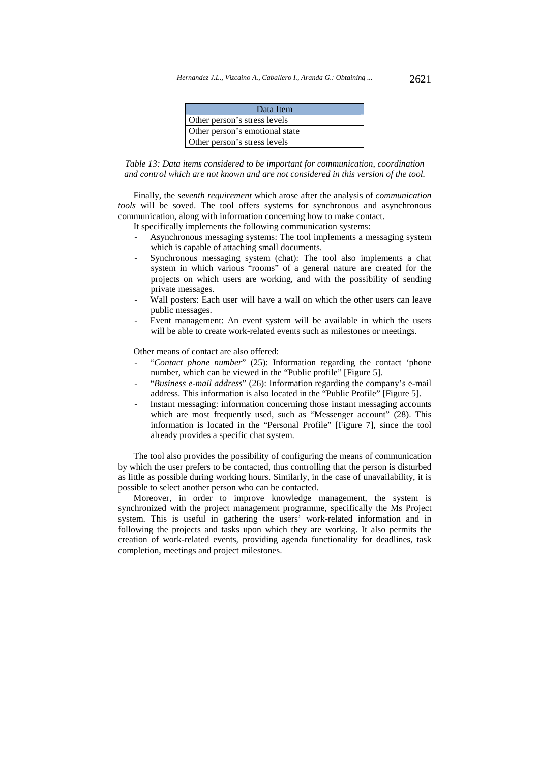| Data Item |
| --- |
| Other person's stress levels |
| Other person's emotional state |
| Other person's stress levels |

*Table 13: Data items considered to be important for communication, coordination and control which are not known and are not considered in this version of the tool.*

Finally, the *seventh requirement* which arose after the analysis of *communication tools* will be soved. The tool offers systems for synchronous and asynchronous communication, along with information concerning how to make contact.

It specifically implements the following communication systems:

- Asynchronous messaging systems: The tool implements a messaging system which is capable of attaching small documents.
- Synchronous messaging system (chat): The tool also implements a chat system in which various "rooms" of a general nature are created for the projects on which users are working, and with the possibility of sending private messages.
- Wall posters: Each user will have a wall on which the other users can leave public messages.
- Event management: An event system will be available in which the users will be able to create work-related events such as milestones or meetings.

Other means of contact are also offered:

- "*Contact phone number*" (25): Information regarding the contact 'phone number, which can be viewed in the "Public profile" [Figure 5].
- "*Business e-mail address*" (26): Information regarding the company's e-mail address. This information is also located in the "Public Profile" [Figure 5].
- Instant messaging: information concerning those instant messaging accounts which are most frequently used, such as "Messenger account" (28). This information is located in the "Personal Profile" [Figure 7], since the tool already provides a specific chat system.

The tool also provides the possibility of configuring the means of communication by which the user prefers to be contacted, thus controlling that the person is disturbed as little as possible during working hours. Similarly, in the case of unavailability, it is possible to select another person who can be contacted.

Moreover, in order to improve knowledge management, the system is synchronized with the project management programme, specifically the Ms Project system. This is useful in gathering the users' work-related information and in following the projects and tasks upon which they are working. It also permits the creation of work-related events, providing agenda functionality for deadlines, task completion, meetings and project milestones.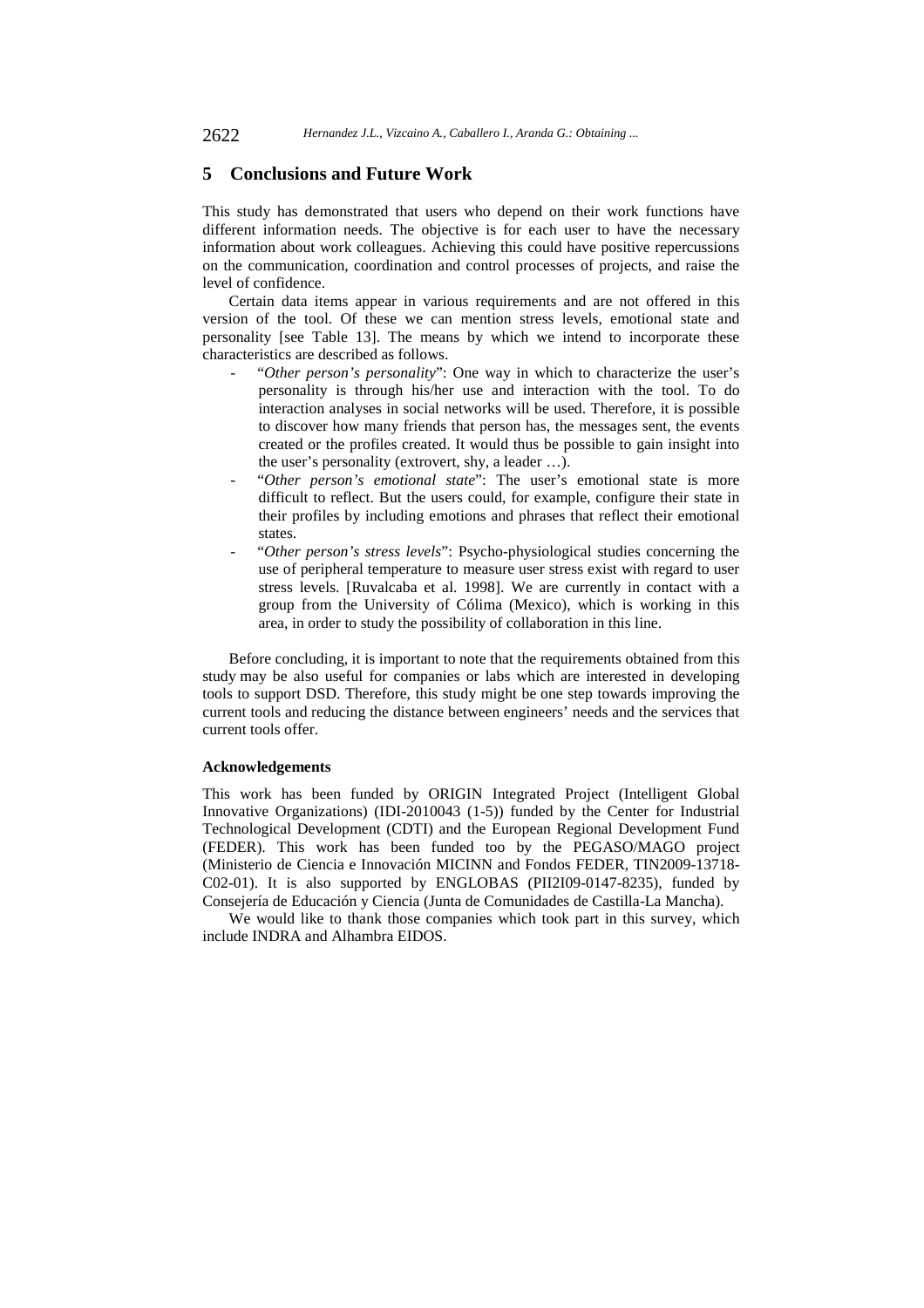## 5 Conclusions and Future Work

This study has demonstrated that users who depend on their work functions have different information needs. The objective is for each user to have the necessary information about work colleagues. Achieving this could have positive repercussions on the communication, coordination and control processes of projects, and raise the level of confidence.

Certain data items appear in various requirements and are not offered in this version of the tool. Of these we can mention stress levels, emotional state and personality [see Table 13]. The means by which we intend to incorporate these characteristics are described as follows.

- "*Other person's personality*": One way in which to characterize the user's personality is through his/her use and interaction with the tool. To do interaction analyses in social networks will be used. Therefore, it is possible to discover how many friends that person has, the messages sent, the events created or the profiles created. It would thus be possible to gain insight into the user's personality (extrovert, shy, a leader …).
- "*Other person's emotional state*": The user's emotional state is more difficult to reflect. But the users could, for example, configure their state in their profiles by including emotions and phrases that reflect their emotional states.
- "*Other person's stress levels*": Psycho-physiological studies concerning the use of peripheral temperature to measure user stress exist with regard to user stress levels. [Ruvalcaba et al. 1998]. We are currently in contact with a group from the University of Cólima (Mexico), which is working in this area, in order to study the possibility of collaboration in this line.

Before concluding, it is important to note that the requirements obtained from this study may be also useful for companies or labs which are interested in developing tools to support DSD. Therefore, this study might be one step towards improving the current tools and reducing the distance between engineers' needs and the services that current tools offer.

#### Acknowledgements

This work has been funded by ORIGIN Integrated Project (Intelligent Global Innovative Organizations) (IDI-2010043 (1-5)) funded by the Center for Industrial Technological Development (CDTI) and the European Regional Development Fund (FEDER). This work has been funded too by the PEGASO/MAGO project (Ministerio de Ciencia e Innovación MICINN and Fondos FEDER, TIN2009-13718-C02-01). It is also supported by ENGLOBAS (PII2I09-0147-8235), funded by Consejería de Educación y Ciencia (Junta de Comunidades de Castilla-La Mancha).

We would like to thank those companies which took part in this survey, which include INDRA and Alhambra EIDOS.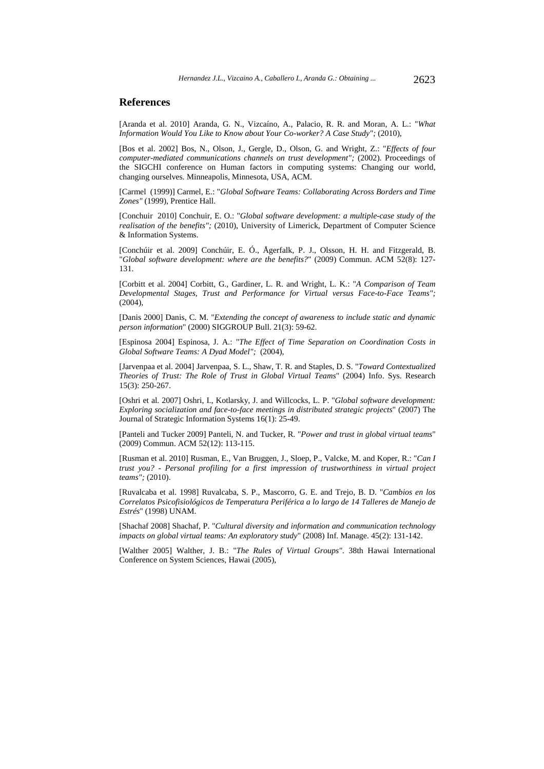## References

[Aranda et al. 2010] Aranda, G. N., Vizcaíno, A., Palacio, R. R. and Moran, A. L.: "*What Information Would You Like to Know about Your Co-worker? A Case Study";* (2010),

[Bos et al. 2002] Bos, N., Olson, J., Gergle, D., Olson, G. and Wright, Z.: "*Effects of four computer-mediated communications channels on trust development";* (2002). Proceedings of the SIGCHI conference on Human factors in computing systems: Changing our world, changing ourselves. Minneapolis, Minnesota, USA, ACM.

[Carmel (1999)] Carmel, E.: "*Global Software Teams: Collaborating Across Borders and Time Zones"* (1999), Prentice Hall.

[Conchuir 2010] Conchuir, E. O.: "*Global software development: a multiple-case study of the realisation of the benefits";* (2010), University of Limerick, Department of Computer Science & Information Systems.

[Conchúir et al. 2009] Conchúir, E. Ó., Ågerfalk, P. J., Olsson, H. H. and Fitzgerald, B. "*Global software development: where are the benefits?*" (2009) Commun. ACM 52(8): 127-131.

[Corbitt et al. 2004] Corbitt, G., Gardiner, L. R. and Wright, L. K.: "*A Comparison of Team Developmental Stages, Trust and Performance for Virtual versus Face-to-Face Teams";* (2004),

[Danis 2000] Danis, C. M. "*Extending the concept of awareness to include static and dynamic person information*" (2000) SIGGROUP Bull. 21(3): 59-62.

[Espinosa 2004] Espinosa, J. A.: "*The Effect of Time Separation on Coordination Costs in Global Software Teams: A Dyad Model";* (2004),

[Jarvenpaa et al. 2004] Jarvenpaa, S. L., Shaw, T. R. and Staples, D. S. "*Toward Contextualized Theories of Trust: The Role of Trust in Global Virtual Teams*" (2004) Info. Sys. Research 15(3): 250-267.

[Oshri et al. 2007] Oshri, I., Kotlarsky, J. and Willcocks, L. P. "*Global software development: Exploring socialization and face-to-face meetings in distributed strategic projects*" (2007) The Journal of Strategic Information Systems 16(1): 25-49.

[Panteli and Tucker 2009] Panteli, N. and Tucker, R. "*Power and trust in global virtual teams*" (2009) Commun. ACM 52(12): 113-115.

[Rusman et al. 2010] Rusman, E., Van Bruggen, J., Sloep, P., Valcke, M. and Koper, R.: "*Can I trust you? - Personal profiling for a first impression of trustworthiness in virtual project teams";* (2010).

[Ruvalcaba et al. 1998] Ruvalcaba, S. P., Mascorro, G. E. and Trejo, B. D. "*Cambios en los Correlatos Psicofisiológicos de Temperatura Periférica a lo largo de 14 Talleres de Manejo de Estrés*" (1998) UNAM.

[Shachaf 2008] Shachaf, P. "*Cultural diversity and information and communication technology impacts on global virtual teams: An exploratory study*" (2008) Inf. Manage. 45(2): 131-142.

[Walther 2005] Walther, J. B.: "*The Rules of Virtual Groups".* 38th Hawai International Conference on System Sciences, Hawai (2005),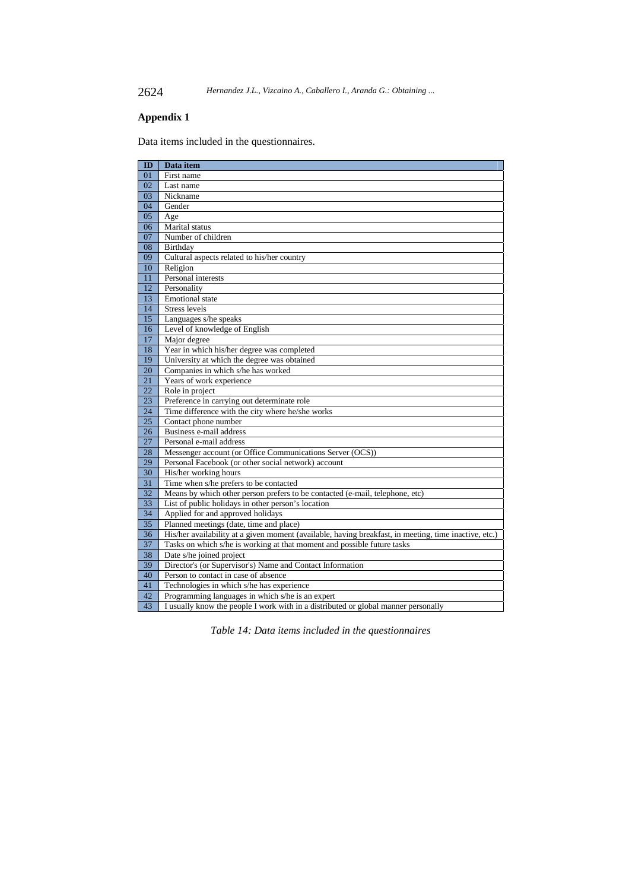## Appendix 1

Data items included in the questionnaires.

| ID | Data item |
|---|---|
| 01 | First name |
| 02 | Last name |
| 03 | Nickname |
| 04 | Gender |
| 05 | Age |
| 06 | Marital status |
| 07 | Number of children |
| 08 | Birthday |
| 09 | Cultural aspects related to his/her country |
| 10 | Religion |
| 11 | Personal interests |
| 12 | Personality |
| 13 | Emotional state |
| 14 | Stress levels |
| 15 | Languages s/he speaks |
| 16 | Level of knowledge of English |
| 17 | Major degree |
| 18 | Year in which his/her degree was completed |
| 19 | University at which the degree was obtained |
| 20 | Companies in which s/he has worked |
| 21 | Years of work experience |
| 22 | Role in project |
| 23 | Preference in carrying out determinate role |
| 24 | Time difference with the city where he/she works |
| 25 | Contact phone number |
| 26 | Business e-mail address |
| 27 | Personal e-mail address |
| 28 | Messenger account (or Office Communications Server (OCS)) |
| 29 | Personal Facebook (or other social network) account |
| 30 | His/her working hours |
| 31 | Time when s/he prefers to be contacted |
| 32 | Means by which other person prefers to be contacted (e-mail, telephone, etc) |
| 33 | List of public holidays in other person's location |
| 34 | Applied for and approved holidays |
| 35 | Planned meetings (date, time and place) |
| 36 | His/her availability at a given moment (available, having breakfast, in meeting, time inactive, etc.) |
| 37 | Tasks on which s/he is working at that moment and possible future tasks |
| 38 | Date s/he joined project |
| 39 | Director's (or Supervisor's) Name and Contact Information |
| 40 | Person to contact in case of absence |
| 41 | Technologies in which s/he has experience |
| 42 | Programming languages in which s/he is an expert |
| 43 | I usually know the people I work with in a distributed or global manner personally |

*Table 14: Data items included in the questionnaires*